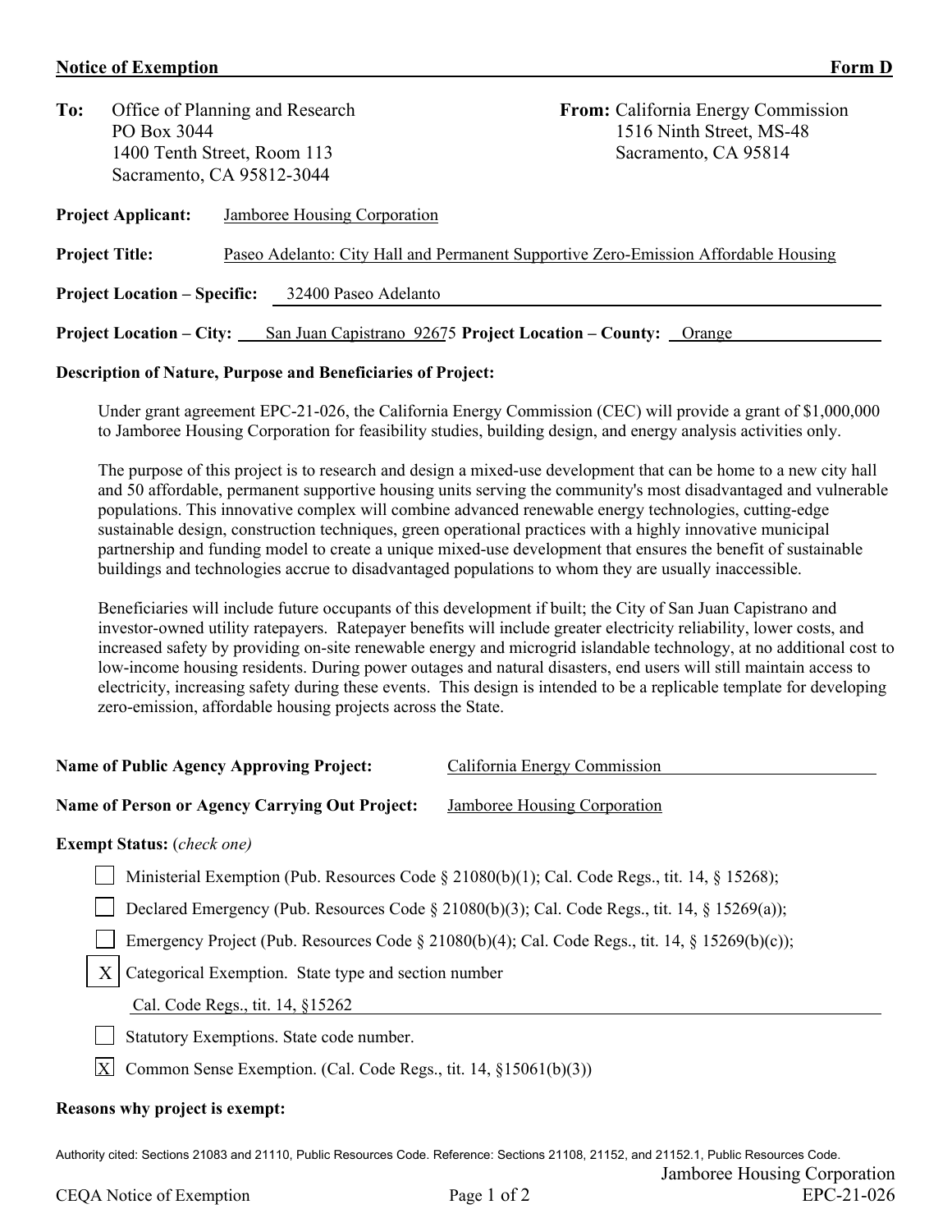**Notice of Exemption** **Form D**

**To:** Office of Planning and Research
PO Box 3044
1400 Tenth Street, Room 113
Sacramento, CA 95812-3044

**From:** California Energy Commission
1516 Ninth Street, MS-48
Sacramento, CA 95814

**Project Applicant:** Jamboree Housing Corporation

**Project Title:** Paseo Adelanto: City Hall and Permanent Supportive Zero-Emission Affordable Housing

**Project Location – Specific:** 32400 Paseo Adelanto

**Project Location – City:** San Juan Capistrano 92675 **Project Location – County:** Orange

**Description of Nature, Purpose and Beneficiaries of Project:**

Under grant agreement EPC-21-026, the California Energy Commission (CEC) will provide a grant of $1,000,000 to Jamboree Housing Corporation for feasibility studies, building design, and energy analysis activities only.

The purpose of this project is to research and design a mixed-use development that can be home to a new city hall and 50 affordable, permanent supportive housing units serving the community's most disadvantaged and vulnerable populations. This innovative complex will combine advanced renewable energy technologies, cutting-edge sustainable design, construction techniques, green operational practices with a highly innovative municipal partnership and funding model to create a unique mixed-use development that ensures the benefit of sustainable buildings and technologies accrue to disadvantaged populations to whom they are usually inaccessible.

Beneficiaries will include future occupants of this development if built; the City of San Juan Capistrano and investor-owned utility ratepayers. Ratepayer benefits will include greater electricity reliability, lower costs, and increased safety by providing on-site renewable energy and microgrid islandable technology, at no additional cost to low-income housing residents. During power outages and natural disasters, end users will still maintain access to electricity, increasing safety during these events. This design is intended to be a replicable template for developing zero-emission, affordable housing projects across the State.

**Name of Public Agency Approving Project:** California Energy Commission

**Name of Person or Agency Carrying Out Project:** Jamboree Housing Corporation

**Exempt Status:** (*check one*)

- [ ] Ministerial Exemption (Pub. Resources Code § 21080(b)(1); Cal. Code Regs., tit. 14, § 15268);
- [ ] Declared Emergency (Pub. Resources Code § 21080(b)(3); Cal. Code Regs., tit. 14, § 15269(a));
- [ ] Emergency Project (Pub. Resources Code § 21080(b)(4); Cal. Code Regs., tit. 14, § 15269(b)(c));
- [X] Categorical Exemption. State type and section number
  Cal. Code Regs., tit. 14, §15262
- [ ] Statutory Exemptions. State code number.
- [X] Common Sense Exemption. (Cal. Code Regs., tit. 14, §15061(b)(3))

**Reasons why project is exempt:**

Authority cited: Sections 21083 and 21110, Public Resources Code. Reference: Sections 21108, 21152, and 21152.1, Public Resources Code.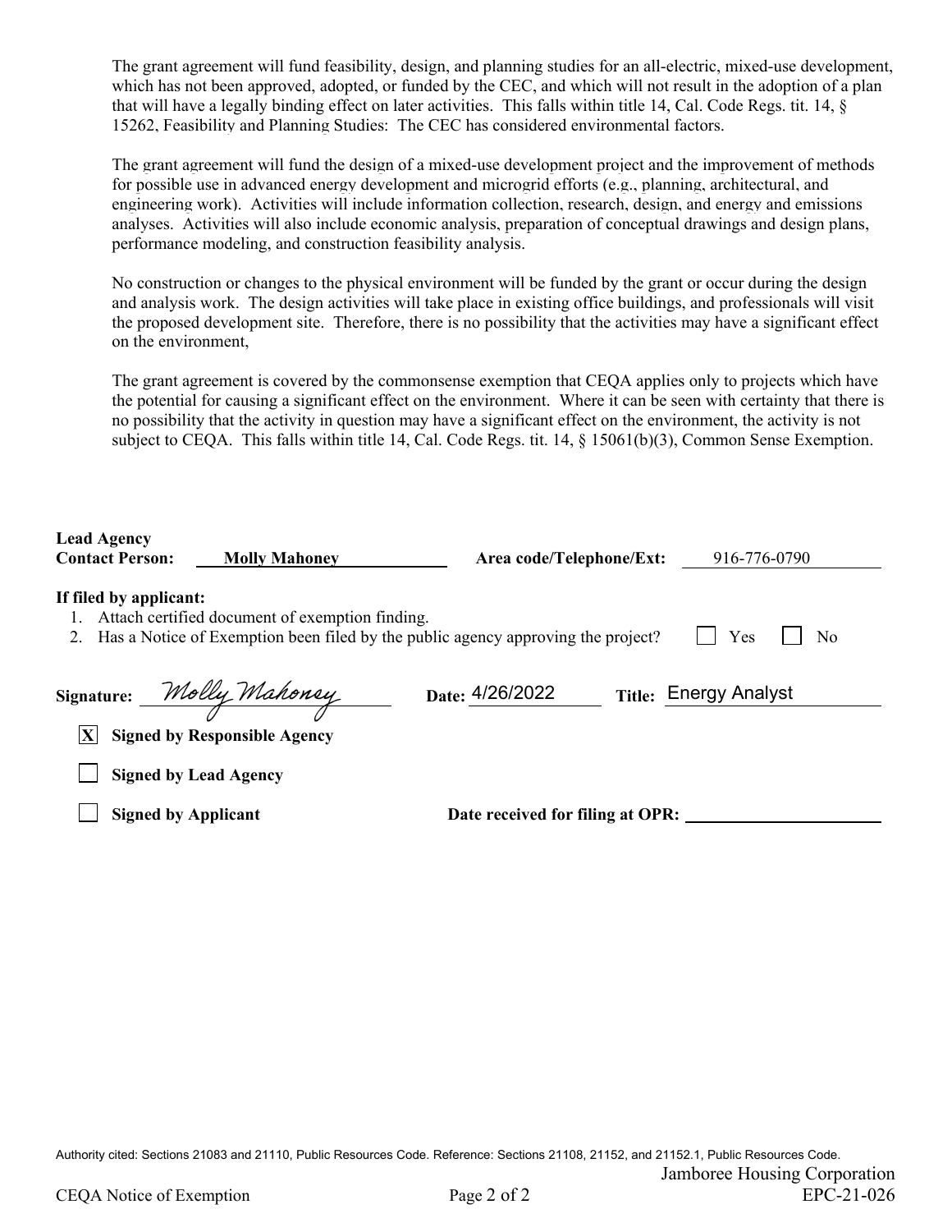The grant agreement will fund feasibility, design, and planning studies for an all-electric, mixed-use development, which has not been approved, adopted, or funded by the CEC, and which will not result in the adoption of a plan that will have a legally binding effect on later activities. This falls within title 14, Cal. Code Regs. tit. 14, § 15262, Feasibility and Planning Studies: The CEC has considered environmental factors.

The grant agreement will fund the design of a mixed-use development project and the improvement of methods for possible use in advanced energy development and microgrid efforts (e.g., planning, architectural, and engineering work). Activities will include information collection, research, design, and energy and emissions analyses. Activities will also include economic analysis, preparation of conceptual drawings and design plans, performance modeling, and construction feasibility analysis.

No construction or changes to the physical environment will be funded by the grant or occur during the design and analysis work. The design activities will take place in existing office buildings, and professionals will visit the proposed development site. Therefore, there is no possibility that the activities may have a significant effect on the environment,

The grant agreement is covered by the commonsense exemption that CEQA applies only to projects which have the potential for causing a significant effect on the environment. Where it can be seen with certainty that there is no possibility that the activity in question may have a significant effect on the environment, the activity is not subject to CEQA. This falls within title 14, Cal. Code Regs. tit. 14, § 15061(b)(3), Common Sense Exemption.

**Lead Agency Contact Person:** Molly Mahoney **Area code/Telephone/Ext:** 916-776-0790

**If filed by applicant:**

1. Attach certified document of exemption finding.
2. Has a Notice of Exemption been filed by the public agency approving the project? ☐ Yes ☐ No

**Signature:** *Molly Mahoney* **Date:** 4/26/2022 **Title:** Energy Analyst

☒ **Signed by Responsible Agency**

☐ **Signed by Lead Agency**

☐ **Signed by Applicant** **Date received for filing at OPR:** ______________________

Authority cited: Sections 21083 and 21110, Public Resources Code. Reference: Sections 21108, 21152, and 21152.1, Public Resources Code.

Jamboree Housing Corporation

CEQA Notice of Exemption

EPC-21-026